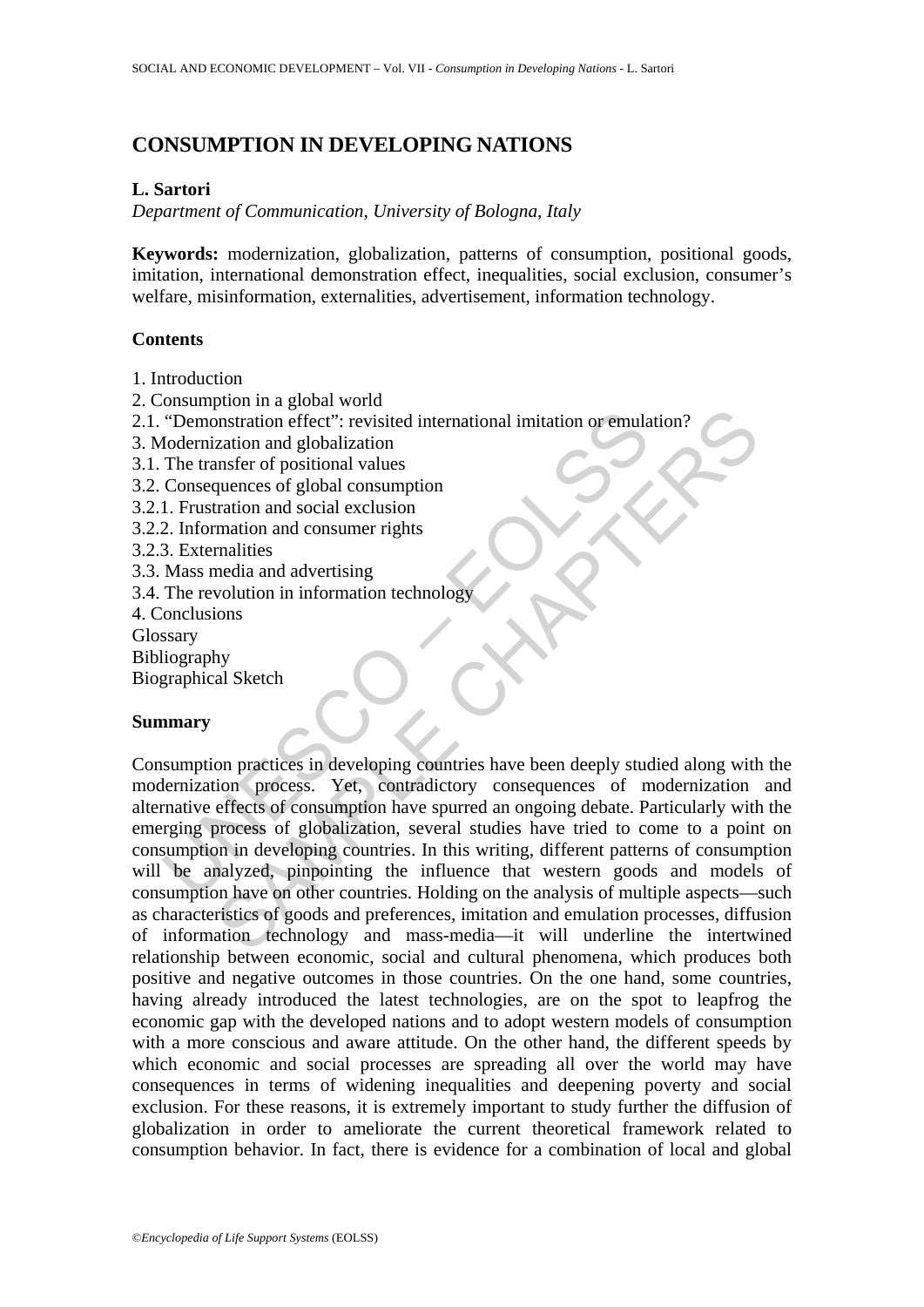# CONSUMPTION IN DEVELOPING NATIONS

**L. Sartori**

*Department of Communication, University of Bologna, Italy*

**Keywords:** modernization, globalization, patterns of consumption, positional goods, imitation, international demonstration effect, inequalities, social exclusion, consumer's welfare, misinformation, externalities, advertisement, information technology.

## Contents

1. Introduction
2. Consumption in a global world
2.1. "Demonstration effect": revisited international imitation or emulation?
3. Modernization and globalization
3.1. The transfer of positional values
3.2. Consequences of global consumption
3.2.1. Frustration and social exclusion
3.2.2. Information and consumer rights
3.2.3. Externalities
3.3. Mass media and advertising
3.4. The revolution in information technology
4. Conclusions

Glossary

Bibliography

Biographical Sketch

## Summary

Consumption practices in developing countries have been deeply studied along with the modernization process. Yet, contradictory consequences of modernization and alternative effects of consumption have spurred an ongoing debate. Particularly with the emerging process of globalization, several studies have tried to come to a point on consumption in developing countries. In this writing, different patterns of consumption will be analyzed, pinpointing the influence that western goods and models of consumption have on other countries. Holding on the analysis of multiple aspects—such as characteristics of goods and preferences, imitation and emulation processes, diffusion of information technology and mass-media—it will underline the intertwined relationship between economic, social and cultural phenomena, which produces both positive and negative outcomes in those countries. On the one hand, some countries, having already introduced the latest technologies, are on the spot to leapfrog the economic gap with the developed nations and to adopt western models of consumption with a more conscious and aware attitude. On the other hand, the different speeds by which economic and social processes are spreading all over the world may have consequences in terms of widening inequalities and deepening poverty and social exclusion. For these reasons, it is extremely important to study further the diffusion of globalization in order to ameliorate the current theoretical framework related to consumption behavior. In fact, there is evidence for a combination of local and global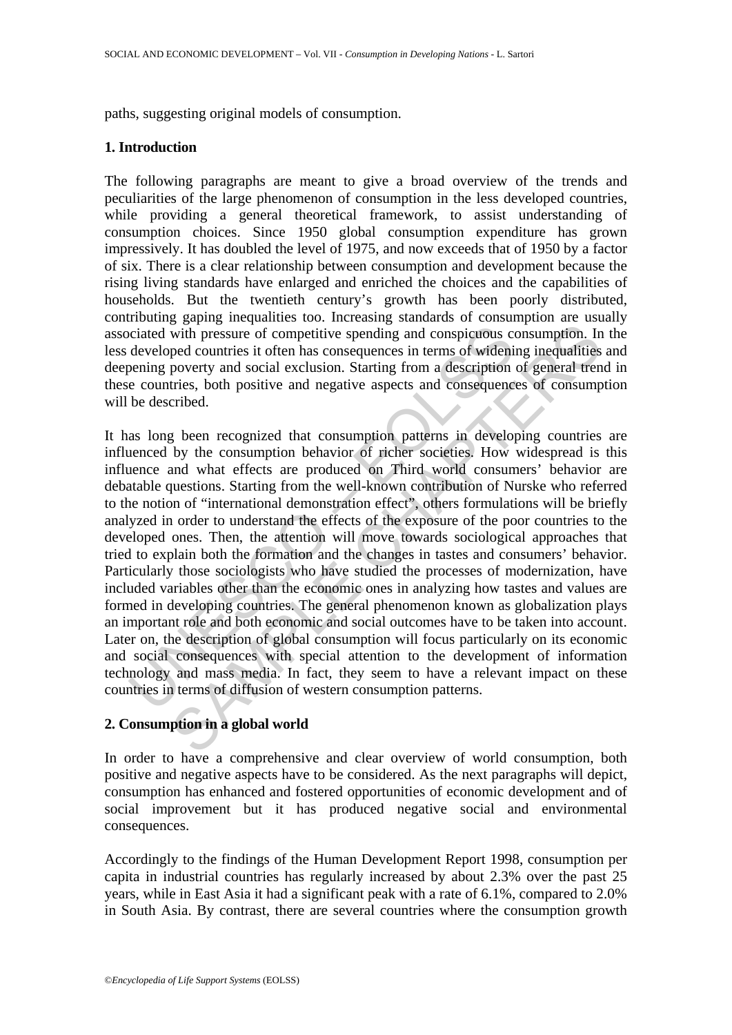paths, suggesting original models of consumption.

## 1. Introduction

The following paragraphs are meant to give a broad overview of the trends and peculiarities of the large phenomenon of consumption in the less developed countries, while providing a general theoretical framework, to assist understanding of consumption choices. Since 1950 global consumption expenditure has grown impressively. It has doubled the level of 1975, and now exceeds that of 1950 by a factor of six. There is a clear relationship between consumption and development because the rising living standards have enlarged and enriched the choices and the capabilities of households. But the twentieth century's growth has been poorly distributed, contributing gaping inequalities too. Increasing standards of consumption are usually associated with pressure of competitive spending and conspicuous consumption. In the less developed countries it often has consequences in terms of widening inequalities and deepening poverty and social exclusion. Starting from a description of general trend in these countries, both positive and negative aspects and consequences of consumption will be described.

It has long been recognized that consumption patterns in developing countries are influenced by the consumption behavior of richer societies. How widespread is this influence and what effects are produced on Third world consumers' behavior are debatable questions. Starting from the well-known contribution of Nurske who referred to the notion of "international demonstration effect", others formulations will be briefly analyzed in order to understand the effects of the exposure of the poor countries to the developed ones. Then, the attention will move towards sociological approaches that tried to explain both the formation and the changes in tastes and consumers' behavior. Particularly those sociologists who have studied the processes of modernization, have included variables other than the economic ones in analyzing how tastes and values are formed in developing countries. The general phenomenon known as globalization plays an important role and both economic and social outcomes have to be taken into account. Later on, the description of global consumption will focus particularly on its economic and social consequences with special attention to the development of information technology and mass media. In fact, they seem to have a relevant impact on these countries in terms of diffusion of western consumption patterns.

## 2. Consumption in a global world

In order to have a comprehensive and clear overview of world consumption, both positive and negative aspects have to be considered. As the next paragraphs will depict, consumption has enhanced and fostered opportunities of economic development and of social improvement but it has produced negative social and environmental consequences.

Accordingly to the findings of the Human Development Report 1998, consumption per capita in industrial countries has regularly increased by about 2.3% over the past 25 years, while in East Asia it had a significant peak with a rate of 6.1%, compared to 2.0% in South Asia. By contrast, there are several countries where the consumption growth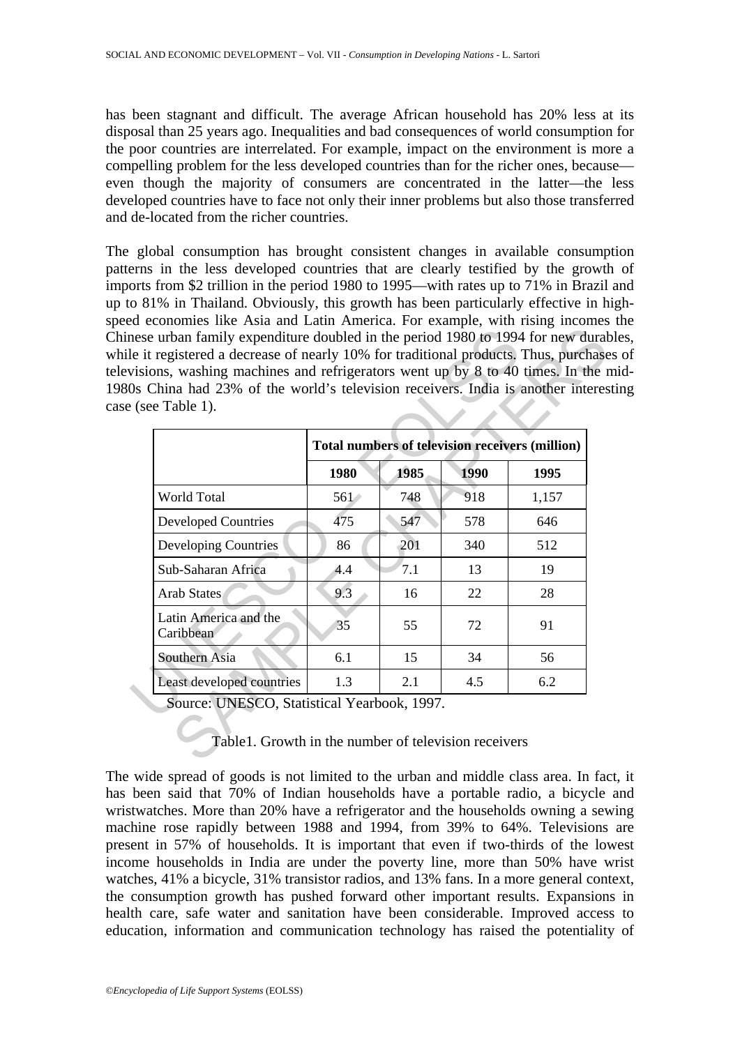has been stagnant and difficult. The average African household has 20% less at its disposal than 25 years ago. Inequalities and bad consequences of world consumption for the poor countries are interrelated. For example, impact on the environment is more a compelling problem for the less developed countries than for the richer ones, because—even though the majority of consumers are concentrated in the latter—the less developed countries have to face not only their inner problems but also those transferred and de-located from the richer countries.

The global consumption has brought consistent changes in available consumption patterns in the less developed countries that are clearly testified by the growth of imports from $2 trillion in the period 1980 to 1995—with rates up to 71% in Brazil and up to 81% in Thailand. Obviously, this growth has been particularly effective in high-speed economies like Asia and Latin America. For example, with rising incomes the Chinese urban family expenditure doubled in the period 1980 to 1994 for new durables, while it registered a decrease of nearly 10% for traditional products. Thus, purchases of televisions, washing machines and refrigerators went up by 8 to 40 times. In the mid-1980s China had 23% of the world's television receivers. India is another interesting case (see Table 1).

| | **Total numbers of television receivers (million)** | | | |
|---|---|---|---|---|
| | **1980** | **1985** | **1990** | **1995** |
| World Total | 561 | 748 | 918 | 1,157 |
| Developed Countries | 475 | 547 | 578 | 646 |
| Developing Countries | 86 | 201 | 340 | 512 |
| Sub-Saharan Africa | 4.4 | 7.1 | 13 | 19 |
| Arab States | 9.3 | 16 | 22 | 28 |
| Latin America and the Caribbean | 35 | 55 | 72 | 91 |
| Southern Asia | 6.1 | 15 | 34 | 56 |
| Least developed countries | 1.3 | 2.1 | 4.5 | 6.2 |

Source: UNESCO, Statistical Yearbook, 1997.

Table1. Growth in the number of television receivers

The wide spread of goods is not limited to the urban and middle class area. In fact, it has been said that 70% of Indian households have a portable radio, a bicycle and wristwatches. More than 20% have a refrigerator and the households owning a sewing machine rose rapidly between 1988 and 1994, from 39% to 64%. Televisions are present in 57% of households. It is important that even if two-thirds of the lowest income households in India are under the poverty line, more than 50% have wrist watches, 41% a bicycle, 31% transistor radios, and 13% fans. In a more general context, the consumption growth has pushed forward other important results. Expansions in health care, safe water and sanitation have been considerable. Improved access to education, information and communication technology has raised the potentiality of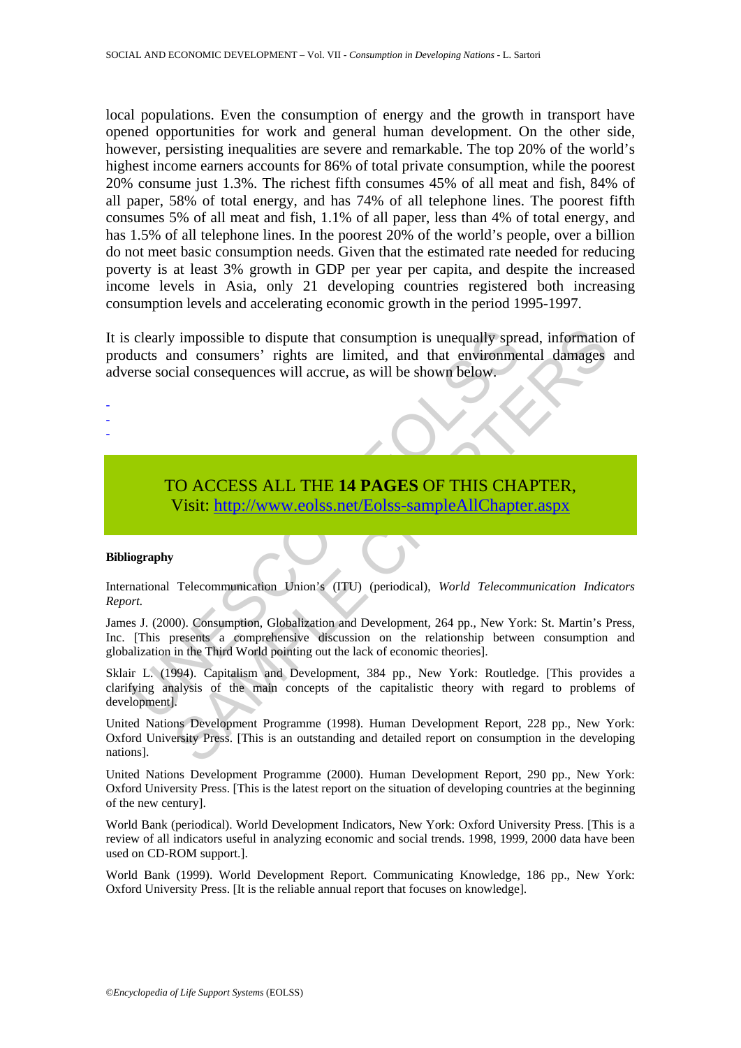local populations. Even the consumption of energy and the growth in transport have opened opportunities for work and general human development. On the other side, however, persisting inequalities are severe and remarkable. The top 20% of the world's highest income earners accounts for 86% of total private consumption, while the poorest 20% consume just 1.3%. The richest fifth consumes 45% of all meat and fish, 84% of all paper, 58% of total energy, and has 74% of all telephone lines. The poorest fifth consumes 5% of all meat and fish, 1.1% of all paper, less than 4% of total energy, and has 1.5% of all telephone lines. In the poorest 20% of the world's people, over a billion do not meet basic consumption needs. Given that the estimated rate needed for reducing poverty is at least 3% growth in GDP per year per capita, and despite the increased income levels in Asia, only 21 developing countries registered both increasing consumption levels and accelerating economic growth in the period 1995-1997.

It is clearly impossible to dispute that consumption is unequally spread, information of products and consumers' rights are limited, and that environmental damages and adverse social consequences will accrue, as will be shown below.

-
-
-

TO ACCESS ALL THE **14 PAGES** OF THIS CHAPTER,
Visit: http://www.eolss.net/Eolss-sampleAllChapter.aspx

**Bibliography**

International Telecommunication Union's (ITU) (periodical), *World Telecommunication Indicators Report.*

James J. (2000). Consumption, Globalization and Development, 264 pp., New York: St. Martin's Press, Inc. [This presents a comprehensive discussion on the relationship between consumption and globalization in the Third World pointing out the lack of economic theories].

Sklair L. (1994). Capitalism and Development, 384 pp., New York: Routledge. [This provides a clarifying analysis of the main concepts of the capitalistic theory with regard to problems of development].

United Nations Development Programme (1998). Human Development Report, 228 pp., New York: Oxford University Press. [This is an outstanding and detailed report on consumption in the developing nations].

United Nations Development Programme (2000). Human Development Report, 290 pp., New York: Oxford University Press. [This is the latest report on the situation of developing countries at the beginning of the new century].

World Bank (periodical). World Development Indicators, New York: Oxford University Press. [This is a review of all indicators useful in analyzing economic and social trends. 1998, 1999, 2000 data have been used on CD-ROM support.].

World Bank (1999). World Development Report. Communicating Knowledge, 186 pp., New York: Oxford University Press. [It is the reliable annual report that focuses on knowledge].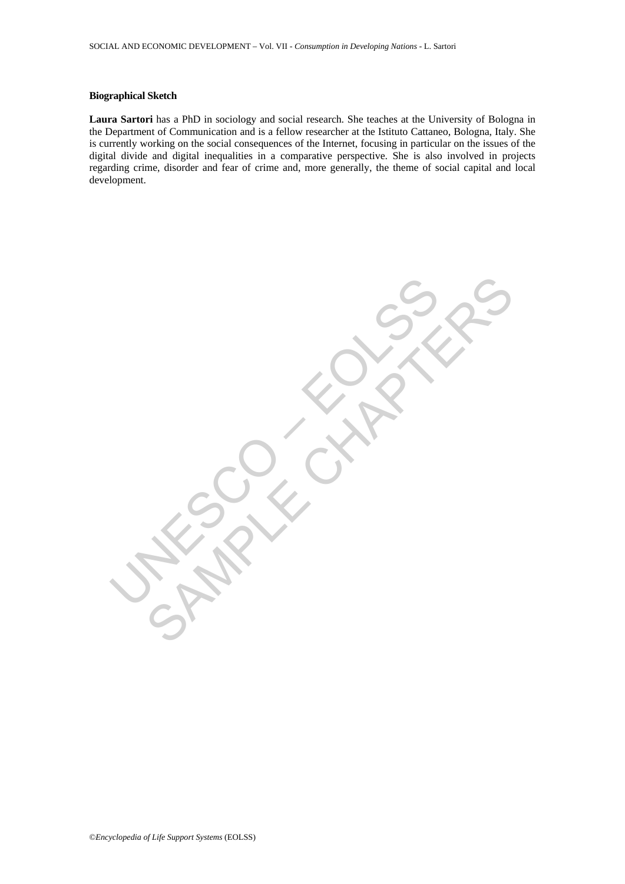**Biographical Sketch**

**Laura Sartori** has a PhD in sociology and social research. She teaches at the University of Bologna in the Department of Communication and is a fellow researcher at the Istituto Cattaneo, Bologna, Italy. She is currently working on the social consequences of the Internet, focusing in particular on the issues of the digital divide and digital inequalities in a comparative perspective. She is also involved in projects regarding crime, disorder and fear of crime and, more generally, the theme of social capital and local development.